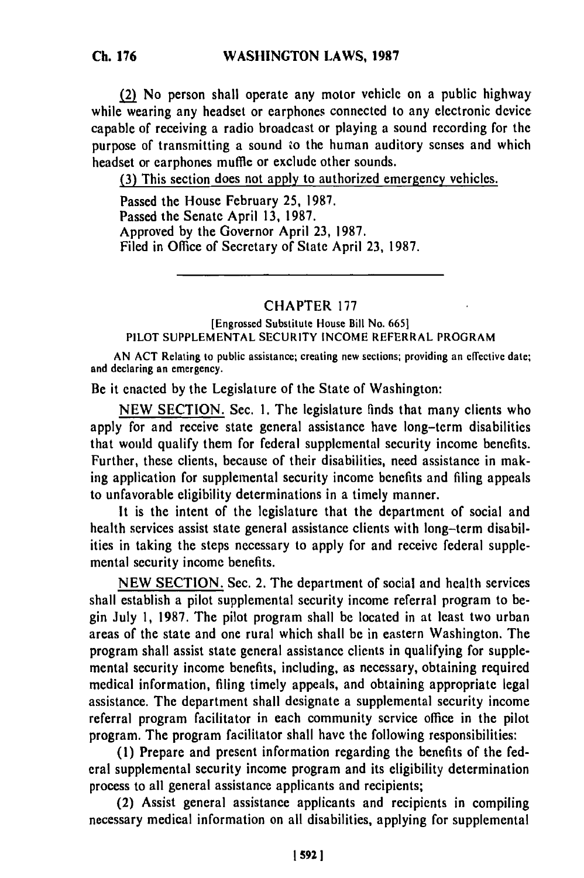(2) No person shall operate any motor vehicle on a public highway while wearing any headset or earphones connected to any electronic device capable of receiving a radio broadcast or playing a sound recording for the purpose of transmitting a sound to the human auditory senses and which headset or earphones muffle or exclude other sounds.

(3) This section does not apply to authorized emergency vehicles.

Passed the House February 25, 1987.
Passed the Senate April 13, 1987.
Approved by the Governor April 23, 1987.
Filed in Office of Secretary of State April 23, 1987.

---

## CHAPTER 177

[Engrossed Substitute House Bill No. 665]

PILOT SUPPLEMENTAL SECURITY INCOME REFERRAL PROGRAM

AN ACT Relating to public assistance; creating new sections; providing an effective date; and declaring an emergency.

Be it enacted by the Legislature of the State of Washington:

NEW SECTION. Sec. 1. The legislature finds that many clients who apply for and receive state general assistance have long-term disabilities that would qualify them for federal supplemental security income benefits. Further, these clients, because of their disabilities, need assistance in making application for supplemental security income benefits and filing appeals to unfavorable eligibility determinations in a timely manner.

It is the intent of the legislature that the department of social and health services assist state general assistance clients with long-term disabilities in taking the steps necessary to apply for and receive federal supplemental security income benefits.

NEW SECTION. Sec. 2. The department of social and health services shall establish a pilot supplemental security income referral program to begin July 1, 1987. The pilot program shall be located in at least two urban areas of the state and one rural which shall be in eastern Washington. The program shall assist state general assistance clients in qualifying for supplemental security income benefits, including, as necessary, obtaining required medical information, filing timely appeals, and obtaining appropriate legal assistance. The department shall designate a supplemental security income referral program facilitator in each community service office in the pilot program. The program facilitator shall have the following responsibilities:

(1) Prepare and present information regarding the benefits of the federal supplemental security income program and its eligibility determination process to all general assistance applicants and recipients;

(2) Assist general assistance applicants and recipients in compiling necessary medical information on all disabilities, applying for supplemental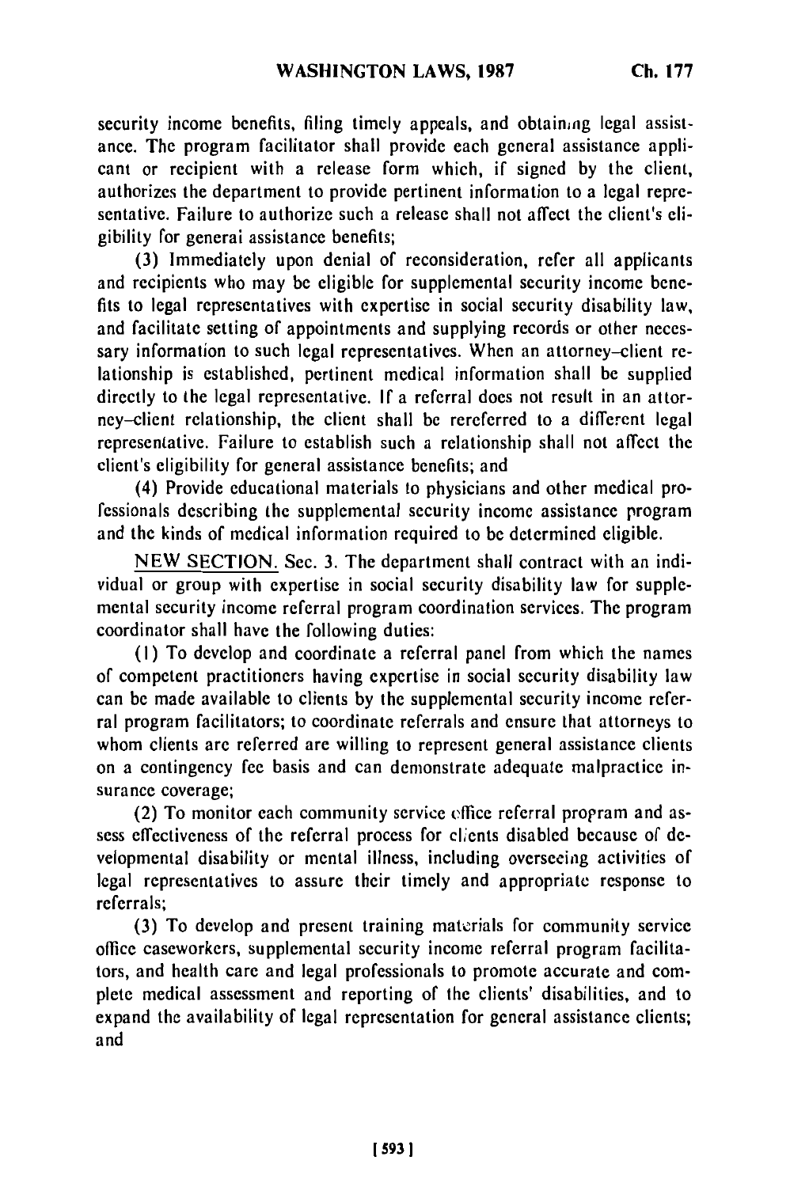security income benefits, filing timely appeals, and obtaining legal assistance. The program facilitator shall provide each general assistance applicant or recipient with a release form which, if signed by the client, authorizes the department to provide pertinent information to a legal representative. Failure to authorize such a release shall not affect the client's eligibility for general assistance benefits;

(3) Immediately upon denial of reconsideration, refer all applicants and recipients who may be eligible for supplemental security income benefits to legal representatives with expertise in social security disability law, and facilitate setting of appointments and supplying records or other necessary information to such legal representatives. When an attorney-client relationship is established, pertinent medical information shall be supplied directly to the legal representative. If a referral does not result in an attorney-client relationship, the client shall be rereferred to a different legal representative. Failure to establish such a relationship shall not affect the client's eligibility for general assistance benefits; and

(4) Provide educational materials to physicians and other medical professionals describing the supplemental security income assistance program and the kinds of medical information required to be determined eligible.

NEW SECTION. Sec. 3. The department shall contract with an individual or group with expertise in social security disability law for supplemental security income referral program coordination services. The program coordinator shall have the following duties:

(1) To develop and coordinate a referral panel from which the names of competent practitioners having expertise in social security disability law can be made available to clients by the supplemental security income referral program facilitators; to coordinate referrals and ensure that attorneys to whom clients are referred are willing to represent general assistance clients on a contingency fee basis and can demonstrate adequate malpractice insurance coverage;

(2) To monitor each community service office referral program and assess effectiveness of the referral process for clients disabled because of developmental disability or mental illness, including overseeing activities of legal representatives to assure their timely and appropriate response to referrals;

(3) To develop and present training materials for community service office caseworkers, supplemental security income referral program facilitators, and health care and legal professionals to promote accurate and complete medical assessment and reporting of the clients' disabilities, and to expand the availability of legal representation for general assistance clients; and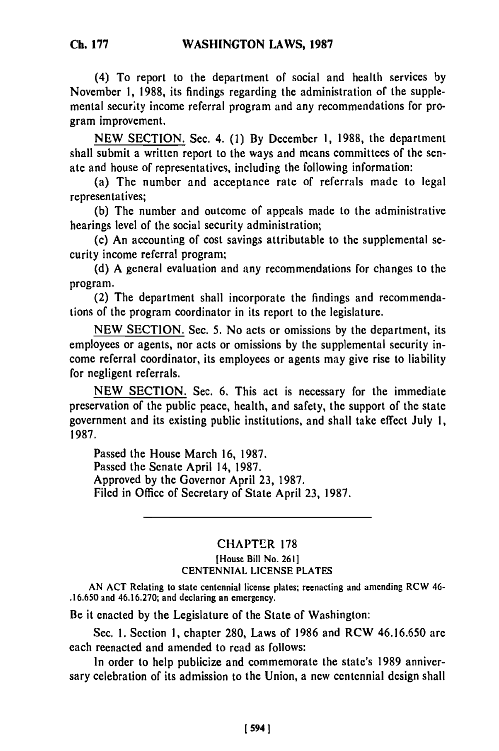(4) To report to the department of social and health services by November 1, 1988, its findings regarding the administration of the supplemental security income referral program and any recommendations for program improvement.

NEW SECTION. Sec. 4. (1) By December 1, 1988, the department shall submit a written report to the ways and means committees of the senate and house of representatives, including the following information:

(a) The number and acceptance rate of referrals made to legal representatives;

(b) The number and outcome of appeals made to the administrative hearings level of the social security administration;

(c) An accounting of cost savings attributable to the supplemental security income referral program;

(d) A general evaluation and any recommendations for changes to the program.

(2) The department shall incorporate the findings and recommendations of the program coordinator in its report to the legislature.

NEW SECTION. Sec. 5. No acts or omissions by the department, its employees or agents, nor acts or omissions by the supplemental security income referral coordinator, its employees or agents may give rise to liability for negligent referrals.

NEW SECTION. Sec. 6. This act is necessary for the immediate preservation of the public peace, health, and safety, the support of the state government and its existing public institutions, and shall take effect July 1, 1987.

Passed the House March 16, 1987.
Passed the Senate April 14, 1987.
Approved by the Governor April 23, 1987.
Filed in Office of Secretary of State April 23, 1987.

---

## CHAPTER 178

[House Bill No. 261]

CENTENNIAL LICENSE PLATES

AN ACT Relating to state centennial license plates; reenacting and amending RCW 46.16.650 and 46.16.270; and declaring an emergency.

Be it enacted by the Legislature of the State of Washington:

Sec. 1. Section 1, chapter 280, Laws of 1986 and RCW 46.16.650 are each reenacted and amended to read as follows:

In order to help publicize and commemorate the state's 1989 anniversary celebration of its admission to the Union, a new centennial design shall